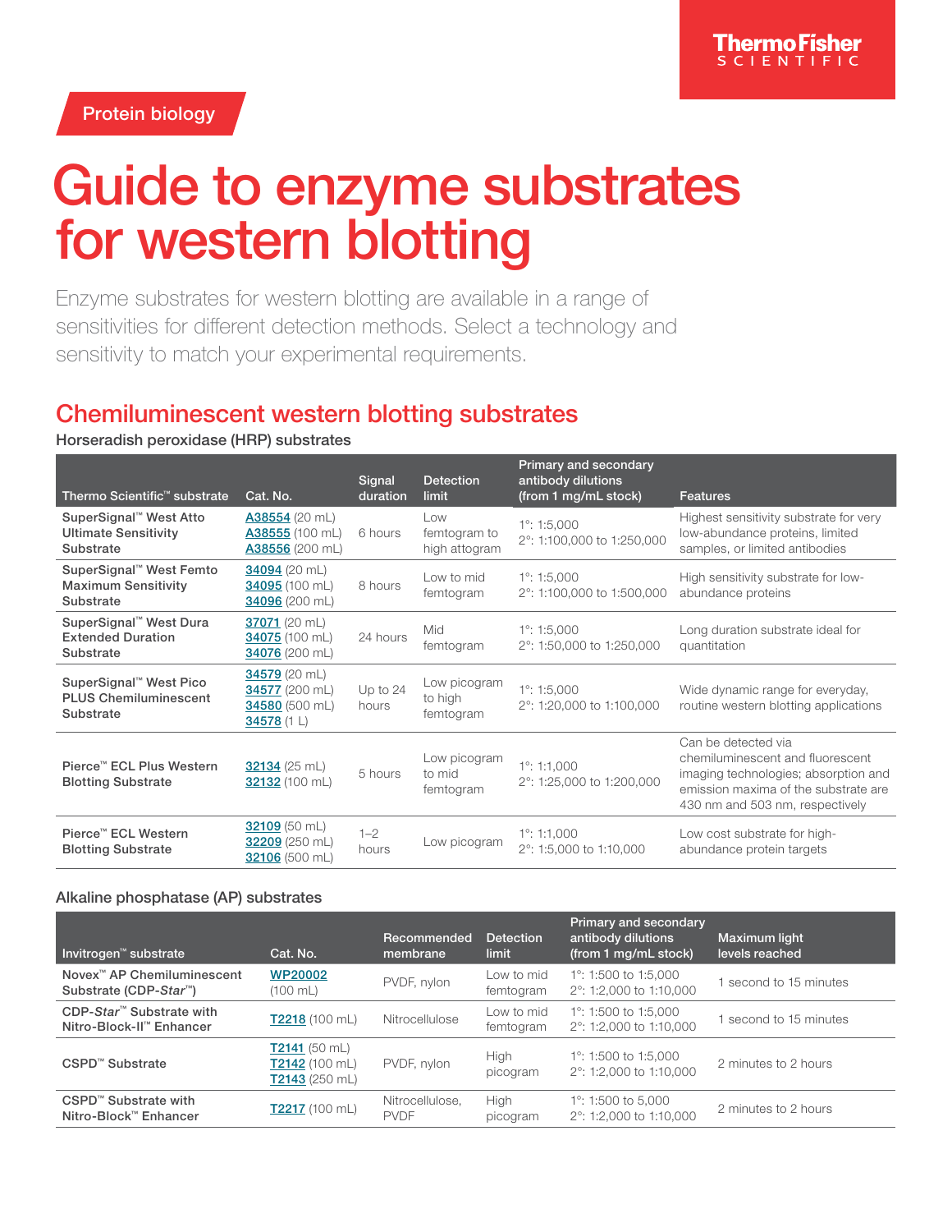Thermo Fisher SCIENTIFIC

Protein biology

# Guide to enzyme substrates for western blotting

Enzyme substrates for western blotting are available in a range of sensitivities for different detection methods. Select a technology and sensitivity to match your experimental requirements.

## Chemiluminescent western blotting substrates

### Horseradish peroxidase (HRP) substrates

| Thermo Scientific™ substrate | Cat. No. | Signal duration | Detection limit | Primary and secondary antibody dilutions (from 1 mg/mL stock) | Features |
|---|---|---|---|---|---|
| **SuperSignal™ West Atto Ultimate Sensitivity Substrate** | A38554 (20 mL)<br>A38555 (100 mL)<br>A38556 (200 mL) | 6 hours | Low femtogram to high attogram | 1°: 1:5,000<br>2°: 1:100,000 to 1:250,000 | Highest sensitivity substrate for very low-abundance proteins, limited samples, or limited antibodies |
| **SuperSignal™ West Femto Maximum Sensitivity Substrate** | 34094 (20 mL)<br>34095 (100 mL)<br>34096 (200 mL) | 8 hours | Low to mid femtogram | 1°: 1:5,000<br>2°: 1:100,000 to 1:500,000 | High sensitivity substrate for low-abundance proteins |
| **SuperSignal™ West Dura Extended Duration Substrate** | 37071 (20 mL)<br>34075 (100 mL)<br>34076 (200 mL) | 24 hours | Mid femtogram | 1°: 1:5,000<br>2°: 1:50,000 to 1:250,000 | Long duration substrate ideal for quantitation |
| **SuperSignal™ West Pico PLUS Chemiluminescent Substrate** | 34579 (20 mL)<br>34577 (200 mL)<br>34580 (500 mL)<br>34578 (1 L) | Up to 24 hours | Low picogram to high femtogram | 1°: 1:5,000<br>2°: 1:20,000 to 1:100,000 | Wide dynamic range for everyday, routine western blotting applications |
| **Pierce™ ECL Plus Western Blotting Substrate** | 32134 (25 mL)<br>32132 (100 mL) | 5 hours | Low picogram to mid femtogram | 1°: 1:1,000<br>2°: 1:25,000 to 1:200,000 | Can be detected via chemiluminescent and fluorescent imaging technologies; absorption and emission maxima of the substrate are 430 nm and 503 nm, respectively |
| **Pierce™ ECL Western Blotting Substrate** | 32109 (50 mL)<br>32209 (250 mL)<br>32106 (500 mL) | 1–2 hours | Low picogram | 1°: 1:1,000<br>2°: 1:5,000 to 1:10,000 | Low cost substrate for high-abundance protein targets |

### Alkaline phosphatase (AP) substrates

| Invitrogen™ substrate | Cat. No. | Recommended membrane | Detection limit | Primary and secondary antibody dilutions (from 1 mg/mL stock) | Maximum light levels reached |
|---|---|---|---|---|---|
| **Novex™ AP Chemiluminescent Substrate (CDP-*Star*™)** | WP20002 (100 mL) | PVDF, nylon | Low to mid femtogram | 1°: 1:500 to 1:5,000<br>2°: 1:2,000 to 1:10,000 | 1 second to 15 minutes |
| **CDP-*Star*™ Substrate with Nitro-Block-II™ Enhancer** | T2218 (100 mL) | Nitrocellulose | Low to mid femtogram | 1°: 1:500 to 1:5,000<br>2°: 1:2,000 to 1:10,000 | 1 second to 15 minutes |
| **CSPD™ Substrate** | T2141 (50 mL)<br>T2142 (100 mL)<br>T2143 (250 mL) | PVDF, nylon | High picogram | 1°: 1:500 to 1:5,000<br>2°: 1:2,000 to 1:10,000 | 2 minutes to 2 hours |
| **CSPD™ Substrate with Nitro-Block™ Enhancer** | T2217 (100 mL) | Nitrocellulose, PVDF | High picogram | 1°: 1:500 to 5,000<br>2°: 1:2,000 to 1:10,000 | 2 minutes to 2 hours |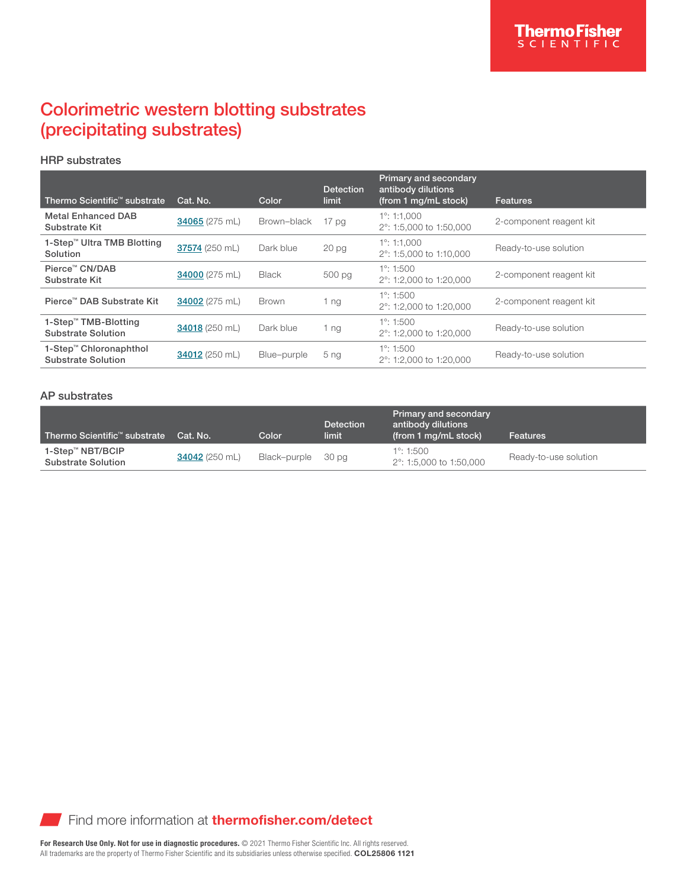# Colorimetric western blotting substrates (precipitating substrates)

### HRP substrates

| Thermo Scientific™ substrate | Cat. No. | Color | Detection limit | Primary and secondary antibody dilutions (from 1 mg/mL stock) | Features |
|---|---|---|---|---|---|
| **Metal Enhanced DAB Substrate Kit** | 34065 (275 mL) | Brown–black | 17 pg | 1°: 1:1,000<br>2°: 1:5,000 to 1:50,000 | 2-component reagent kit |
| **1-Step™ Ultra TMB Blotting Solution** | 37574 (250 mL) | Dark blue | 20 pg | 1°: 1:1,000<br>2°: 1:5,000 to 1:10,000 | Ready-to-use solution |
| **Pierce™ CN/DAB Substrate Kit** | 34000 (275 mL) | Black | 500 pg | 1°: 1:500<br>2°: 1:2,000 to 1:20,000 | 2-component reagent kit |
| **Pierce™ DAB Substrate Kit** | 34002 (275 mL) | Brown | 1 ng | 1°: 1:500<br>2°: 1:2,000 to 1:20,000 | 2-component reagent kit |
| **1-Step™ TMB-Blotting Substrate Solution** | 34018 (250 mL) | Dark blue | 1 ng | 1°: 1:500<br>2°: 1:2,000 to 1:20,000 | Ready-to-use solution |
| **1-Step™ Chloronaphthol Substrate Solution** | 34012 (250 mL) | Blue–purple | 5 ng | 1°: 1:500<br>2°: 1:2,000 to 1:20,000 | Ready-to-use solution |

### AP substrates

| Thermo Scientific™ substrate | Cat. No. | Color | Detection limit | Primary and secondary antibody dilutions (from 1 mg/mL stock) | Features |
|---|---|---|---|---|---|
| **1-Step™ NBT/BCIP Substrate Solution** | 34042 (250 mL) | Black–purple | 30 pg | 1°: 1:500<br>2°: 1:5,000 to 1:50,000 | Ready-to-use solution |

Find more information at **thermofisher.com/detect**

**For Research Use Only. Not for use in diagnostic procedures.** © 2021 Thermo Fisher Scientific Inc. All rights reserved. All trademarks are the property of Thermo Fisher Scientific and its subsidiaries unless otherwise specified. **COL25806 1121**